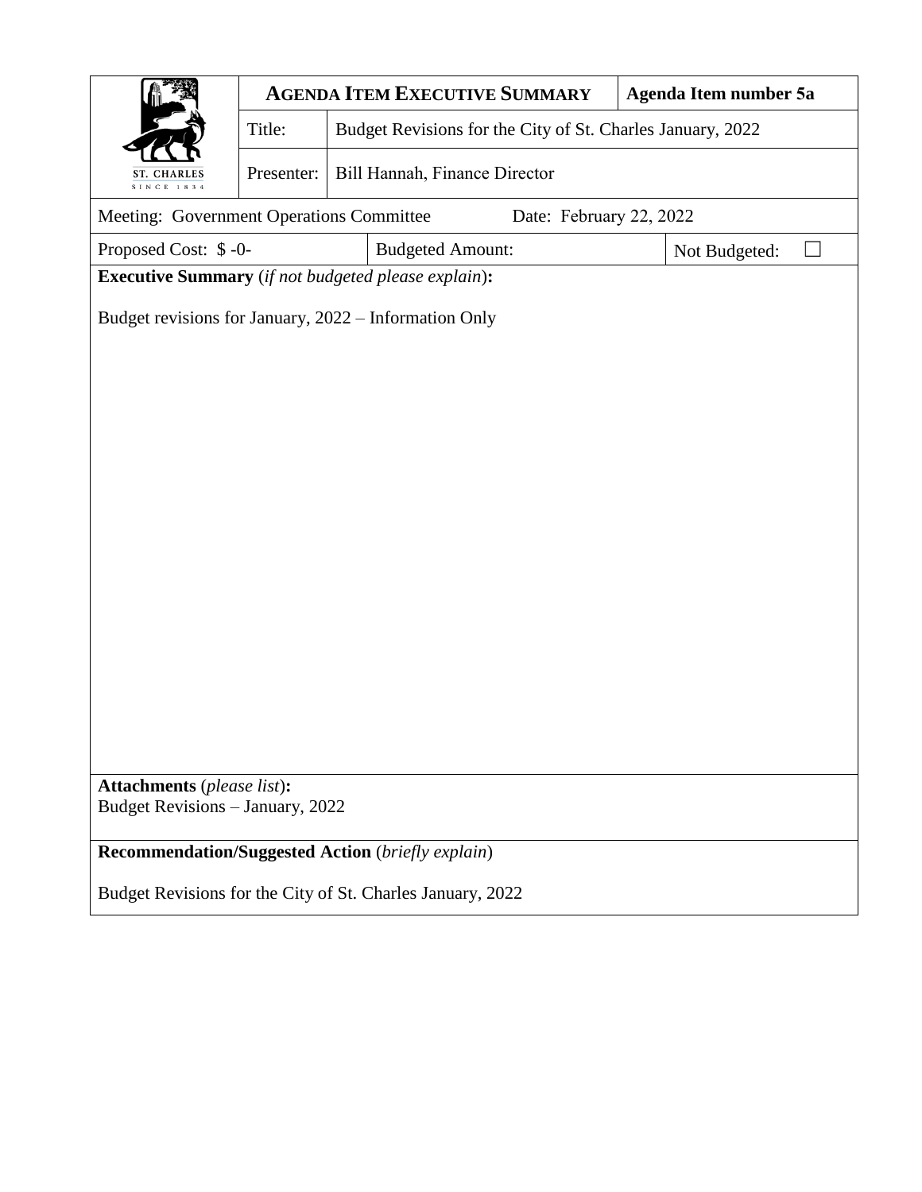| ST. CHARLES SINCE 1834 | **AGENDA ITEM EXECUTIVE SUMMARY** | | **Agenda Item number 5a** |
|---|---|---|---|
| | Title: | Budget Revisions for the City of St. Charles January, 2022 | |
| | Presenter: | Bill Hannah, Finance Director | |

Meeting: Government Operations Committee — Date: February 22, 2022

| Proposed Cost: $ -0- | Budgeted Amount: | Not Budgeted: ☐ |
|---|---|---|

**Executive Summary** (*if not budgeted please explain*)**:**

Budget revisions for January, 2022 – Information Only

**Attachments** (*please list*)**:**
Budget Revisions – January, 2022

**Recommendation/Suggested Action** (*briefly explain*)

Budget Revisions for the City of St. Charles January, 2022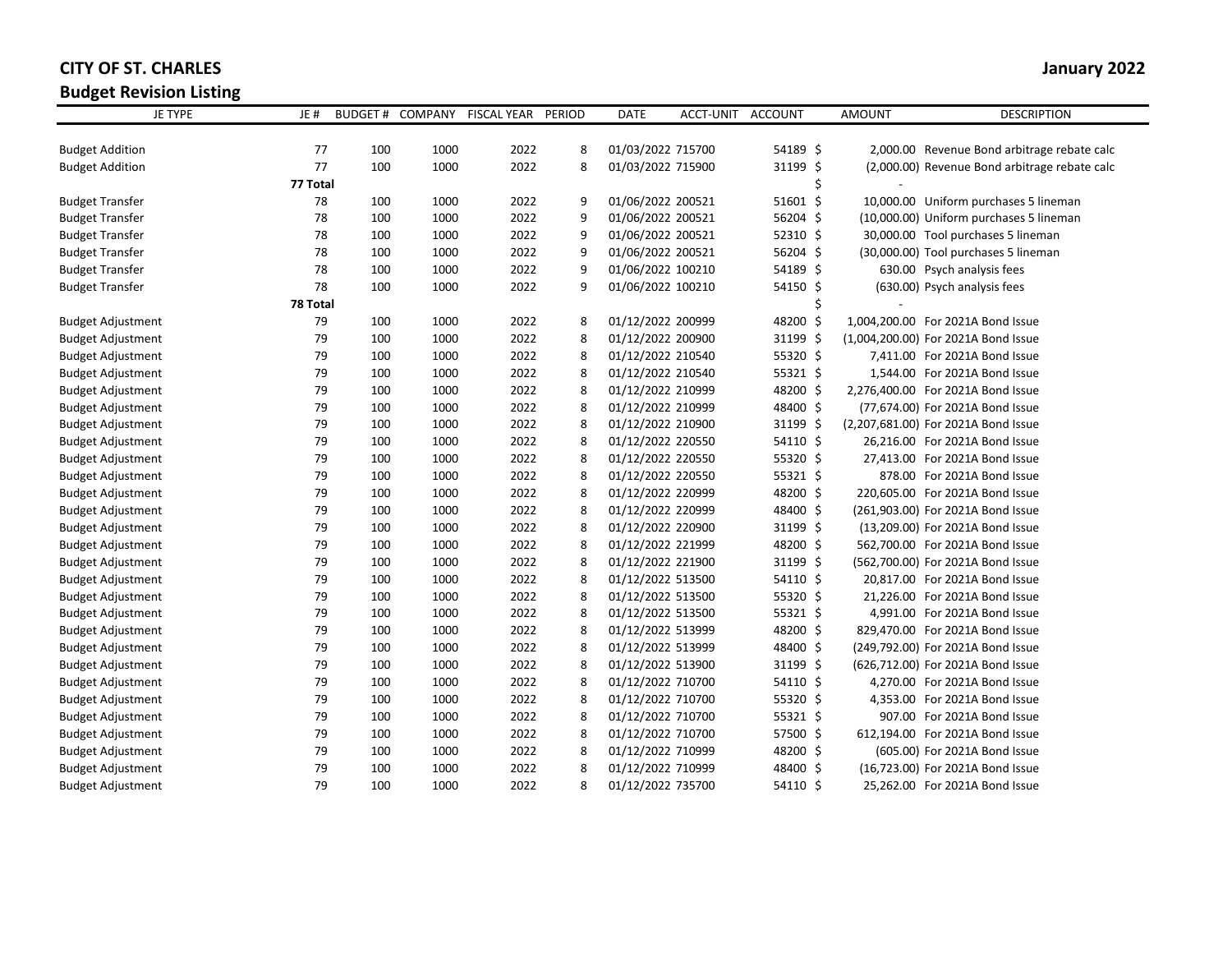**CITY OF ST. CHARLES**

**Budget Revision Listing**

**January 2022**

| JE TYPE | JE # | BUDGET # | COMPANY | FISCAL YEAR | PERIOD | DATE | ACCT-UNIT | ACCOUNT | AMOUNT | DESCRIPTION |
|---|---|---|---|---|---|---|---|---|---|---|
| Budget Addition | 77 | 100 | 1000 | 2022 | 8 | 01/03/2022 | 715700 | 54189 | $ 2,000.00 | Revenue Bond arbitrage rebate calc |
| Budget Addition | 77 | 100 | 1000 | 2022 | 8 | 01/03/2022 | 715900 | 31199 | $ (2,000.00) | Revenue Bond arbitrage rebate calc |
| | **77 Total** | | | | | | | | $ - | |
| Budget Transfer | 78 | 100 | 1000 | 2022 | 9 | 01/06/2022 | 200521 | 51601 | $ 10,000.00 | Uniform purchases 5 lineman |
| Budget Transfer | 78 | 100 | 1000 | 2022 | 9 | 01/06/2022 | 200521 | 56204 | $ (10,000.00) | Uniform purchases 5 lineman |
| Budget Transfer | 78 | 100 | 1000 | 2022 | 9 | 01/06/2022 | 200521 | 52310 | $ 30,000.00 | Tool purchases 5 lineman |
| Budget Transfer | 78 | 100 | 1000 | 2022 | 9 | 01/06/2022 | 200521 | 56204 | $ (30,000.00) | Tool purchases 5 lineman |
| Budget Transfer | 78 | 100 | 1000 | 2022 | 9 | 01/06/2022 | 100210 | 54189 | $ 630.00 | Psych analysis fees |
| Budget Transfer | 78 | 100 | 1000 | 2022 | 9 | 01/06/2022 | 100210 | 54150 | $ (630.00) | Psych analysis fees |
| | **78 Total** | | | | | | | | $ - | |
| Budget Adjustment | 79 | 100 | 1000 | 2022 | 8 | 01/12/2022 | 200999 | 48200 | $ 1,004,200.00 | For 2021A Bond Issue |
| Budget Adjustment | 79 | 100 | 1000 | 2022 | 8 | 01/12/2022 | 200900 | 31199 | $ (1,004,200.00) | For 2021A Bond Issue |
| Budget Adjustment | 79 | 100 | 1000 | 2022 | 8 | 01/12/2022 | 210540 | 55320 | $ 7,411.00 | For 2021A Bond Issue |
| Budget Adjustment | 79 | 100 | 1000 | 2022 | 8 | 01/12/2022 | 210540 | 55321 | $ 1,544.00 | For 2021A Bond Issue |
| Budget Adjustment | 79 | 100 | 1000 | 2022 | 8 | 01/12/2022 | 210999 | 48200 | $ 2,276,400.00 | For 2021A Bond Issue |
| Budget Adjustment | 79 | 100 | 1000 | 2022 | 8 | 01/12/2022 | 210999 | 48400 | $ (77,674.00) | For 2021A Bond Issue |
| Budget Adjustment | 79 | 100 | 1000 | 2022 | 8 | 01/12/2022 | 210900 | 31199 | $ (2,207,681.00) | For 2021A Bond Issue |
| Budget Adjustment | 79 | 100 | 1000 | 2022 | 8 | 01/12/2022 | 220550 | 54110 | $ 26,216.00 | For 2021A Bond Issue |
| Budget Adjustment | 79 | 100 | 1000 | 2022 | 8 | 01/12/2022 | 220550 | 55320 | $ 27,413.00 | For 2021A Bond Issue |
| Budget Adjustment | 79 | 100 | 1000 | 2022 | 8 | 01/12/2022 | 220550 | 55321 | $ 878.00 | For 2021A Bond Issue |
| Budget Adjustment | 79 | 100 | 1000 | 2022 | 8 | 01/12/2022 | 220999 | 48200 | $ 220,605.00 | For 2021A Bond Issue |
| Budget Adjustment | 79 | 100 | 1000 | 2022 | 8 | 01/12/2022 | 220999 | 48400 | $ (261,903.00) | For 2021A Bond Issue |
| Budget Adjustment | 79 | 100 | 1000 | 2022 | 8 | 01/12/2022 | 220900 | 31199 | $ (13,209.00) | For 2021A Bond Issue |
| Budget Adjustment | 79 | 100 | 1000 | 2022 | 8 | 01/12/2022 | 221999 | 48200 | $ 562,700.00 | For 2021A Bond Issue |
| Budget Adjustment | 79 | 100 | 1000 | 2022 | 8 | 01/12/2022 | 221900 | 31199 | $ (562,700.00) | For 2021A Bond Issue |
| Budget Adjustment | 79 | 100 | 1000 | 2022 | 8 | 01/12/2022 | 513500 | 54110 | $ 20,817.00 | For 2021A Bond Issue |
| Budget Adjustment | 79 | 100 | 1000 | 2022 | 8 | 01/12/2022 | 513500 | 55320 | $ 21,226.00 | For 2021A Bond Issue |
| Budget Adjustment | 79 | 100 | 1000 | 2022 | 8 | 01/12/2022 | 513500 | 55321 | $ 4,991.00 | For 2021A Bond Issue |
| Budget Adjustment | 79 | 100 | 1000 | 2022 | 8 | 01/12/2022 | 513999 | 48200 | $ 829,470.00 | For 2021A Bond Issue |
| Budget Adjustment | 79 | 100 | 1000 | 2022 | 8 | 01/12/2022 | 513999 | 48400 | $ (249,792.00) | For 2021A Bond Issue |
| Budget Adjustment | 79 | 100 | 1000 | 2022 | 8 | 01/12/2022 | 513900 | 31199 | $ (626,712.00) | For 2021A Bond Issue |
| Budget Adjustment | 79 | 100 | 1000 | 2022 | 8 | 01/12/2022 | 710700 | 54110 | $ 4,270.00 | For 2021A Bond Issue |
| Budget Adjustment | 79 | 100 | 1000 | 2022 | 8 | 01/12/2022 | 710700 | 55320 | $ 4,353.00 | For 2021A Bond Issue |
| Budget Adjustment | 79 | 100 | 1000 | 2022 | 8 | 01/12/2022 | 710700 | 55321 | $ 907.00 | For 2021A Bond Issue |
| Budget Adjustment | 79 | 100 | 1000 | 2022 | 8 | 01/12/2022 | 710700 | 57500 | $ 612,194.00 | For 2021A Bond Issue |
| Budget Adjustment | 79 | 100 | 1000 | 2022 | 8 | 01/12/2022 | 710999 | 48200 | $ (605.00) | For 2021A Bond Issue |
| Budget Adjustment | 79 | 100 | 1000 | 2022 | 8 | 01/12/2022 | 710999 | 48400 | $ (16,723.00) | For 2021A Bond Issue |
| Budget Adjustment | 79 | 100 | 1000 | 2022 | 8 | 01/12/2022 | 735700 | 54110 | $ 25,262.00 | For 2021A Bond Issue |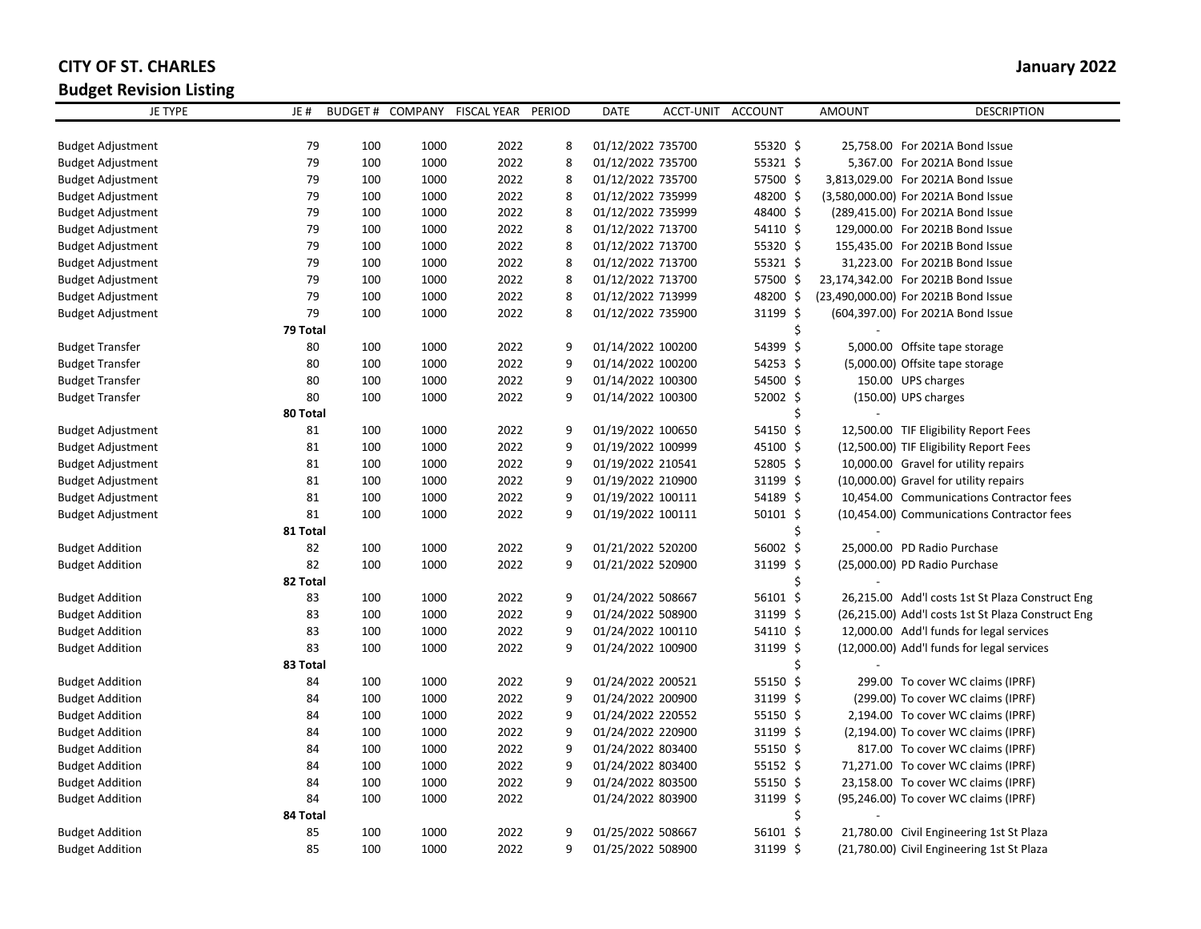**CITY OF ST. CHARLES** **January 2022**

**Budget Revision Listing**

| JE TYPE | JE # | BUDGET # | COMPANY | FISCAL YEAR | PERIOD | DATE | ACCT-UNIT | ACCOUNT | AMOUNT | DESCRIPTION |
|---|---|---|---|---|---|---|---|---|---|---|
| Budget Adjustment | 79 | 100 | 1000 | 2022 | 8 | 01/12/2022 | 735700 | 55320 | $ 25,758.00 | For 2021A Bond Issue |
| Budget Adjustment | 79 | 100 | 1000 | 2022 | 8 | 01/12/2022 | 735700 | 55321 | $ 5,367.00 | For 2021A Bond Issue |
| Budget Adjustment | 79 | 100 | 1000 | 2022 | 8 | 01/12/2022 | 735700 | 57500 | $ 3,813,029.00 | For 2021A Bond Issue |
| Budget Adjustment | 79 | 100 | 1000 | 2022 | 8 | 01/12/2022 | 735999 | 48200 | $ (3,580,000.00) | For 2021A Bond Issue |
| Budget Adjustment | 79 | 100 | 1000 | 2022 | 8 | 01/12/2022 | 735999 | 48400 | $ (289,415.00) | For 2021A Bond Issue |
| Budget Adjustment | 79 | 100 | 1000 | 2022 | 8 | 01/12/2022 | 713700 | 54110 | $ 129,000.00 | For 2021B Bond Issue |
| Budget Adjustment | 79 | 100 | 1000 | 2022 | 8 | 01/12/2022 | 713700 | 55320 | $ 155,435.00 | For 2021B Bond Issue |
| Budget Adjustment | 79 | 100 | 1000 | 2022 | 8 | 01/12/2022 | 713700 | 55321 | $ 31,223.00 | For 2021B Bond Issue |
| Budget Adjustment | 79 | 100 | 1000 | 2022 | 8 | 01/12/2022 | 713700 | 57500 | $ 23,174,342.00 | For 2021B Bond Issue |
| Budget Adjustment | 79 | 100 | 1000 | 2022 | 8 | 01/12/2022 | 713999 | 48200 | $ (23,490,000.00) | For 2021B Bond Issue |
| Budget Adjustment | 79 | 100 | 1000 | 2022 | 8 | 01/12/2022 | 735900 | 31199 | $ (604,397.00) | For 2021A Bond Issue |
| | **79 Total** | | | | | | | | $ - | |
| Budget Transfer | 80 | 100 | 1000 | 2022 | 9 | 01/14/2022 | 100200 | 54399 | $ 5,000.00 | Offsite tape storage |
| Budget Transfer | 80 | 100 | 1000 | 2022 | 9 | 01/14/2022 | 100200 | 54253 | $ (5,000.00) | Offsite tape storage |
| Budget Transfer | 80 | 100 | 1000 | 2022 | 9 | 01/14/2022 | 100300 | 54500 | $ 150.00 | UPS charges |
| Budget Transfer | 80 | 100 | 1000 | 2022 | 9 | 01/14/2022 | 100300 | 52002 | $ (150.00) | UPS charges |
| | **80 Total** | | | | | | | | $ - | |
| Budget Adjustment | 81 | 100 | 1000 | 2022 | 9 | 01/19/2022 | 100650 | 54150 | $ 12,500.00 | TIF Eligibility Report Fees |
| Budget Adjustment | 81 | 100 | 1000 | 2022 | 9 | 01/19/2022 | 100999 | 45100 | $ (12,500.00) | TIF Eligibility Report Fees |
| Budget Adjustment | 81 | 100 | 1000 | 2022 | 9 | 01/19/2022 | 210541 | 52805 | $ 10,000.00 | Gravel for utility repairs |
| Budget Adjustment | 81 | 100 | 1000 | 2022 | 9 | 01/19/2022 | 210900 | 31199 | $ (10,000.00) | Gravel for utility repairs |
| Budget Adjustment | 81 | 100 | 1000 | 2022 | 9 | 01/19/2022 | 100111 | 54189 | $ 10,454.00 | Communications Contractor fees |
| Budget Adjustment | 81 | 100 | 1000 | 2022 | 9 | 01/19/2022 | 100111 | 50101 | $ (10,454.00) | Communications Contractor fees |
| | **81 Total** | | | | | | | | $ - | |
| Budget Addition | 82 | 100 | 1000 | 2022 | 9 | 01/21/2022 | 520200 | 56002 | $ 25,000.00 | PD Radio Purchase |
| Budget Addition | 82 | 100 | 1000 | 2022 | 9 | 01/21/2022 | 520900 | 31199 | $ (25,000.00) | PD Radio Purchase |
| | **82 Total** | | | | | | | | $ - | |
| Budget Addition | 83 | 100 | 1000 | 2022 | 9 | 01/24/2022 | 508667 | 56101 | $ 26,215.00 | Add'l costs 1st St Plaza Construct Eng |
| Budget Addition | 83 | 100 | 1000 | 2022 | 9 | 01/24/2022 | 508900 | 31199 | $ (26,215.00) | Add'l costs 1st St Plaza Construct Eng |
| Budget Addition | 83 | 100 | 1000 | 2022 | 9 | 01/24/2022 | 100110 | 54110 | $ 12,000.00 | Add'l funds for legal services |
| Budget Addition | 83 | 100 | 1000 | 2022 | 9 | 01/24/2022 | 100900 | 31199 | $ (12,000.00) | Add'l funds for legal services |
| | **83 Total** | | | | | | | | $ - | |
| Budget Addition | 84 | 100 | 1000 | 2022 | 9 | 01/24/2022 | 200521 | 55150 | $ 299.00 | To cover WC claims (IPRF) |
| Budget Addition | 84 | 100 | 1000 | 2022 | 9 | 01/24/2022 | 200900 | 31199 | $ (299.00) | To cover WC claims (IPRF) |
| Budget Addition | 84 | 100 | 1000 | 2022 | 9 | 01/24/2022 | 220552 | 55150 | $ 2,194.00 | To cover WC claims (IPRF) |
| Budget Addition | 84 | 100 | 1000 | 2022 | 9 | 01/24/2022 | 220900 | 31199 | $ (2,194.00) | To cover WC claims (IPRF) |
| Budget Addition | 84 | 100 | 1000 | 2022 | 9 | 01/24/2022 | 803400 | 55150 | $ 817.00 | To cover WC claims (IPRF) |
| Budget Addition | 84 | 100 | 1000 | 2022 | 9 | 01/24/2022 | 803400 | 55152 | $ 71,271.00 | To cover WC claims (IPRF) |
| Budget Addition | 84 | 100 | 1000 | 2022 | 9 | 01/24/2022 | 803500 | 55150 | $ 23,158.00 | To cover WC claims (IPRF) |
| Budget Addition | 84 | 100 | 1000 | 2022 | | 01/24/2022 | 803900 | 31199 | $ (95,246.00) | To cover WC claims (IPRF) |
| | **84 Total** | | | | | | | | $ - | |
| Budget Addition | 85 | 100 | 1000 | 2022 | 9 | 01/25/2022 | 508667 | 56101 | $ 21,780.00 | Civil Engineering 1st St Plaza |
| Budget Addition | 85 | 100 | 1000 | 2022 | 9 | 01/25/2022 | 508900 | 31199 | $ (21,780.00) | Civil Engineering 1st St Plaza |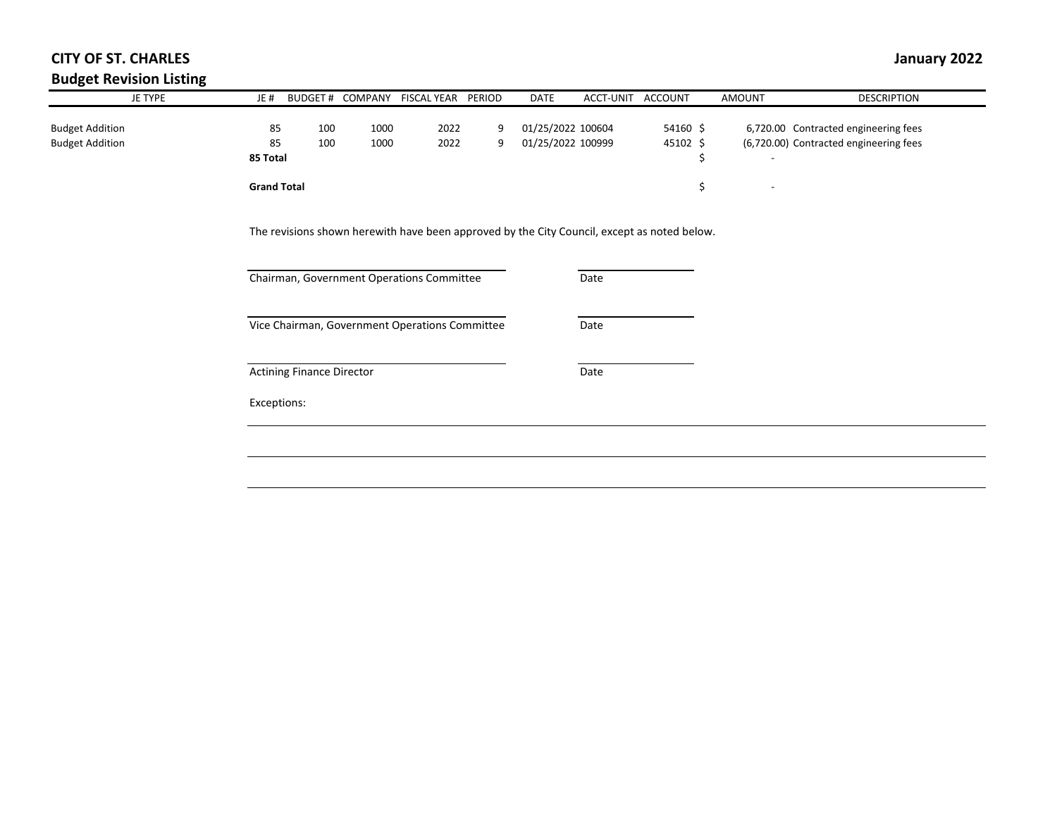# CITY OF ST. CHARLES

**January 2022**

## Budget Revision Listing

| JE TYPE | JE # | BUDGET # | COMPANY | FISCAL YEAR | PERIOD | DATE | ACCT-UNIT | ACCOUNT | AMOUNT | DESCRIPTION |
|---|---|---|---|---|---|---|---|---|---|---|
| Budget Addition | 85 | 100 | 1000 | 2022 | 9 | 01/25/2022 | 100604 | 54160 | $ 6,720.00 | Contracted engineering fees |
| Budget Addition | 85 | 100 | 1000 | 2022 | 9 | 01/25/2022 | 100999 | 45102 | $ (6,720.00) | Contracted engineering fees |
| | **85 Total** | | | | | | | | $ - | |
| | **Grand Total** | | | | | | | | $ - | |

The revisions shown herewith have been approved by the City Council, except as noted below.

Chairman, Government Operations Committee ____________________ Date ____________

Vice Chairman, Government Operations Committee ____________________ Date ____________

Actining Finance Director ____________________ Date ____________

Exceptions: